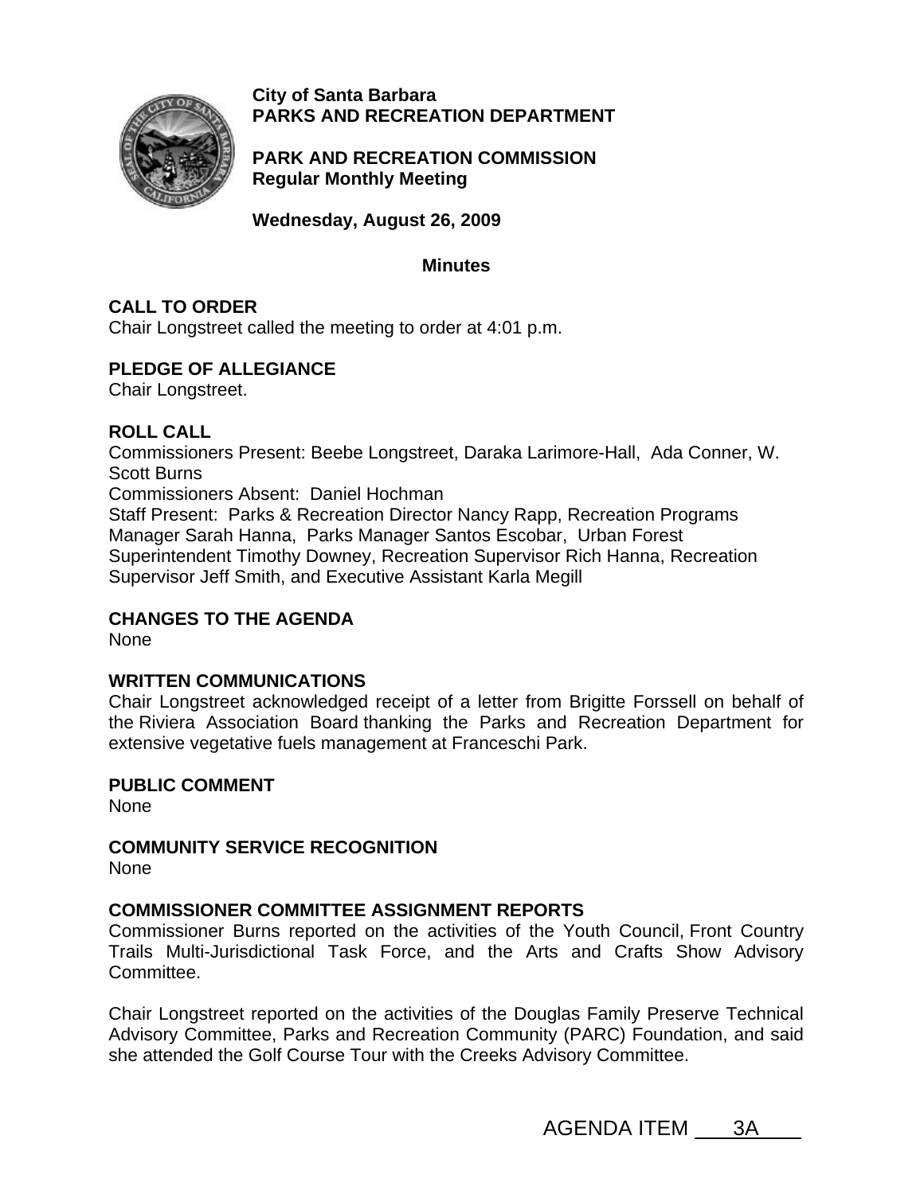**City of Santa Barbara**
**PARKS AND RECREATION DEPARTMENT**

**PARK AND RECREATION COMMISSION**
**Regular Monthly Meeting**

**Wednesday, August 26, 2009**

**Minutes**

## CALL TO ORDER

Chair Longstreet called the meeting to order at 4:01 p.m.

## PLEDGE OF ALLEGIANCE

Chair Longstreet.

## ROLL CALL

Commissioners Present: Beebe Longstreet, Daraka Larimore-Hall, Ada Conner, W. Scott Burns
Commissioners Absent: Daniel Hochman
Staff Present: Parks & Recreation Director Nancy Rapp, Recreation Programs Manager Sarah Hanna, Parks Manager Santos Escobar, Urban Forest Superintendent Timothy Downey, Recreation Supervisor Rich Hanna, Recreation Supervisor Jeff Smith, and Executive Assistant Karla Megill

## CHANGES TO THE AGENDA

None

## WRITTEN COMMUNICATIONS

Chair Longstreet acknowledged receipt of a letter from Brigitte Forssell on behalf of the Riviera Association Board thanking the Parks and Recreation Department for extensive vegetative fuels management at Franceschi Park.

## PUBLIC COMMENT

None

## COMMUNITY SERVICE RECOGNITION

None

## COMMISSIONER COMMITTEE ASSIGNMENT REPORTS

Commissioner Burns reported on the activities of the Youth Council, Front Country Trails Multi-Jurisdictional Task Force, and the Arts and Crafts Show Advisory Committee.

Chair Longstreet reported on the activities of the Douglas Family Preserve Technical Advisory Committee, Parks and Recreation Community (PARC) Foundation, and said she attended the Golf Course Tour with the Creeks Advisory Committee.

AGENDA ITEM 3A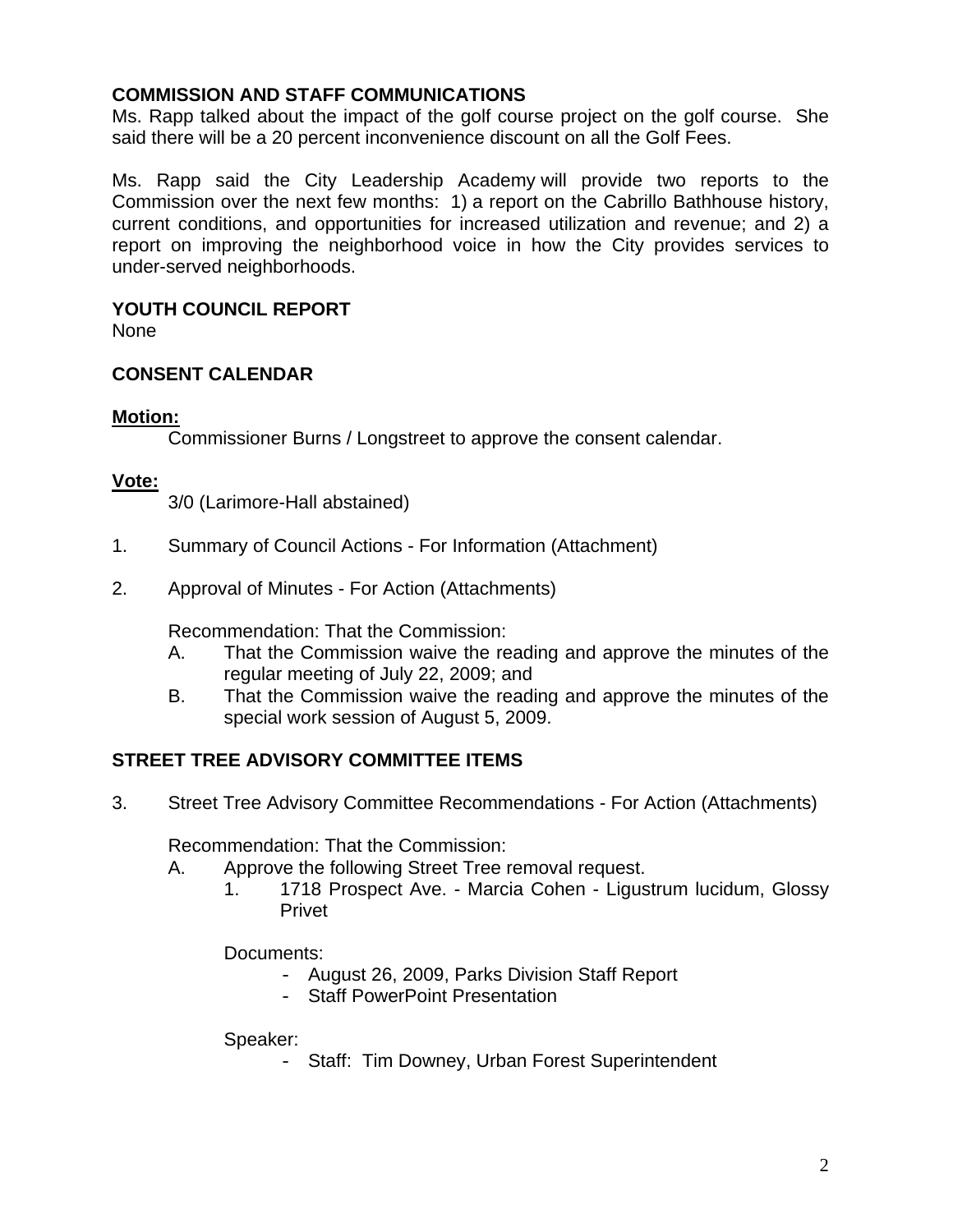**COMMISSION AND STAFF COMMUNICATIONS**

Ms. Rapp talked about the impact of the golf course project on the golf course. She said there will be a 20 percent inconvenience discount on all the Golf Fees.

Ms. Rapp said the City Leadership Academy will provide two reports to the Commission over the next few months: 1) a report on the Cabrillo Bathhouse history, current conditions, and opportunities for increased utilization and revenue; and 2) a report on improving the neighborhood voice in how the City provides services to under-served neighborhoods.

**YOUTH COUNCIL REPORT**

None

**CONSENT CALENDAR**

**Motion:**

Commissioner Burns / Longstreet to approve the consent calendar.

**Vote:**

3/0 (Larimore-Hall abstained)

1. Summary of Council Actions - For Information (Attachment)

2. Approval of Minutes - For Action (Attachments)

   Recommendation: That the Commission:

   A. That the Commission waive the reading and approve the minutes of the regular meeting of July 22, 2009; and
   B. That the Commission waive the reading and approve the minutes of the special work session of August 5, 2009.

**STREET TREE ADVISORY COMMITTEE ITEMS**

3. Street Tree Advisory Committee Recommendations - For Action (Attachments)

   Recommendation: That the Commission:

   A. Approve the following Street Tree removal request.
      1. 1718 Prospect Ave. - Marcia Cohen - Ligustrum lucidum, Glossy Privet

      Documents:
      - August 26, 2009, Parks Division Staff Report
      - Staff PowerPoint Presentation

      Speaker:
      - Staff: Tim Downey, Urban Forest Superintendent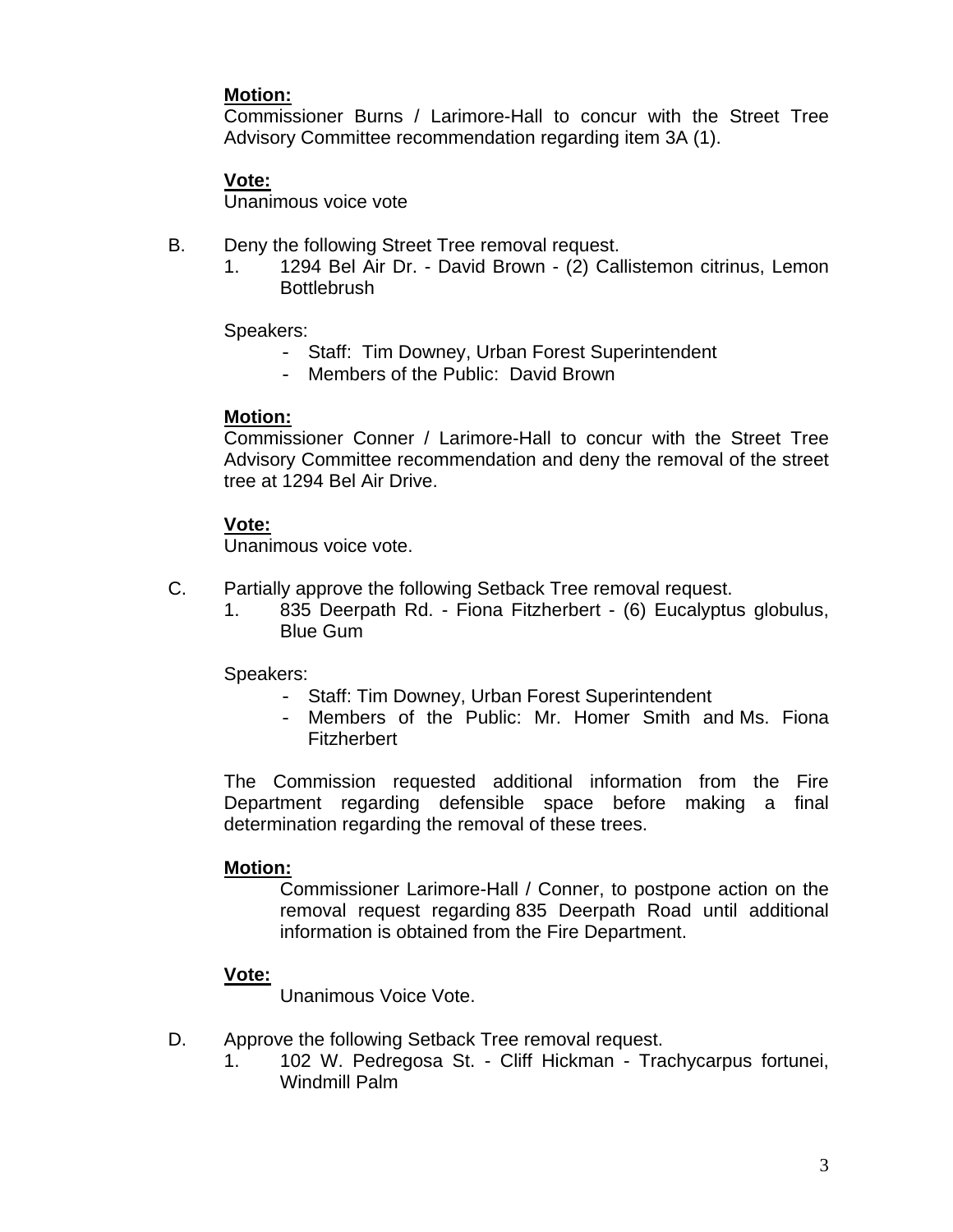**Motion:**
Commissioner Burns / Larimore-Hall to concur with the Street Tree Advisory Committee recommendation regarding item 3A (1).

**Vote:**
Unanimous voice vote

B. Deny the following Street Tree removal request.
   1. 1294 Bel Air Dr. - David Brown - (2) Callistemon citrinus, Lemon Bottlebrush

   Speakers:
   - Staff: Tim Downey, Urban Forest Superintendent
   - Members of the Public: David Brown

   **Motion:**
   Commissioner Conner / Larimore-Hall to concur with the Street Tree Advisory Committee recommendation and deny the removal of the street tree at 1294 Bel Air Drive.

   **Vote:**
   Unanimous voice vote.

C. Partially approve the following Setback Tree removal request.
   1. 835 Deerpath Rd. - Fiona Fitzherbert - (6) Eucalyptus globulus, Blue Gum

   Speakers:
   - Staff: Tim Downey, Urban Forest Superintendent
   - Members of the Public: Mr. Homer Smith and Ms. Fiona Fitzherbert

   The Commission requested additional information from the Fire Department regarding defensible space before making a final determination regarding the removal of these trees.

   **Motion:**
   Commissioner Larimore-Hall / Conner, to postpone action on the removal request regarding 835 Deerpath Road until additional information is obtained from the Fire Department.

   **Vote:**
   Unanimous Voice Vote.

D. Approve the following Setback Tree removal request.
   1. 102 W. Pedregosa St. - Cliff Hickman - Trachycarpus fortunei, Windmill Palm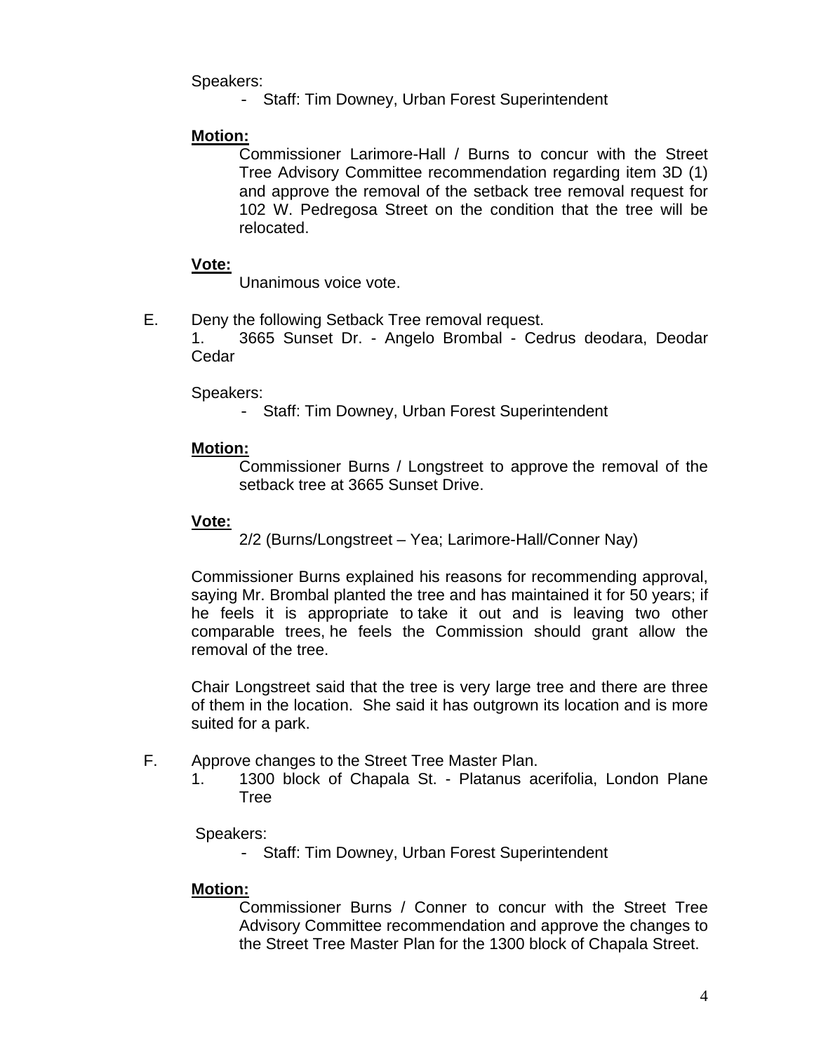Speakers:

- Staff: Tim Downey, Urban Forest Superintendent

**Motion:**

Commissioner Larimore-Hall / Burns to concur with the Street Tree Advisory Committee recommendation regarding item 3D (1) and approve the removal of the setback tree removal request for 102 W. Pedregosa Street on the condition that the tree will be relocated.

**Vote:**

Unanimous voice vote.

E. Deny the following Setback Tree removal request.

1. 3665 Sunset Dr. - Angelo Brombal - Cedrus deodara, Deodar Cedar

Speakers:

- Staff: Tim Downey, Urban Forest Superintendent

**Motion:**

Commissioner Burns / Longstreet to approve the removal of the setback tree at 3665 Sunset Drive.

**Vote:**

2/2 (Burns/Longstreet – Yea; Larimore-Hall/Conner Nay)

Commissioner Burns explained his reasons for recommending approval, saying Mr. Brombal planted the tree and has maintained it for 50 years; if he feels it is appropriate to take it out and is leaving two other comparable trees, he feels the Commission should grant allow the removal of the tree.

Chair Longstreet said that the tree is very large tree and there are three of them in the location. She said it has outgrown its location and is more suited for a park.

F. Approve changes to the Street Tree Master Plan.

1. 1300 block of Chapala St. - Platanus acerifolia, London Plane Tree

Speakers:

- Staff: Tim Downey, Urban Forest Superintendent

**Motion:**

Commissioner Burns / Conner to concur with the Street Tree Advisory Committee recommendation and approve the changes to the Street Tree Master Plan for the 1300 block of Chapala Street.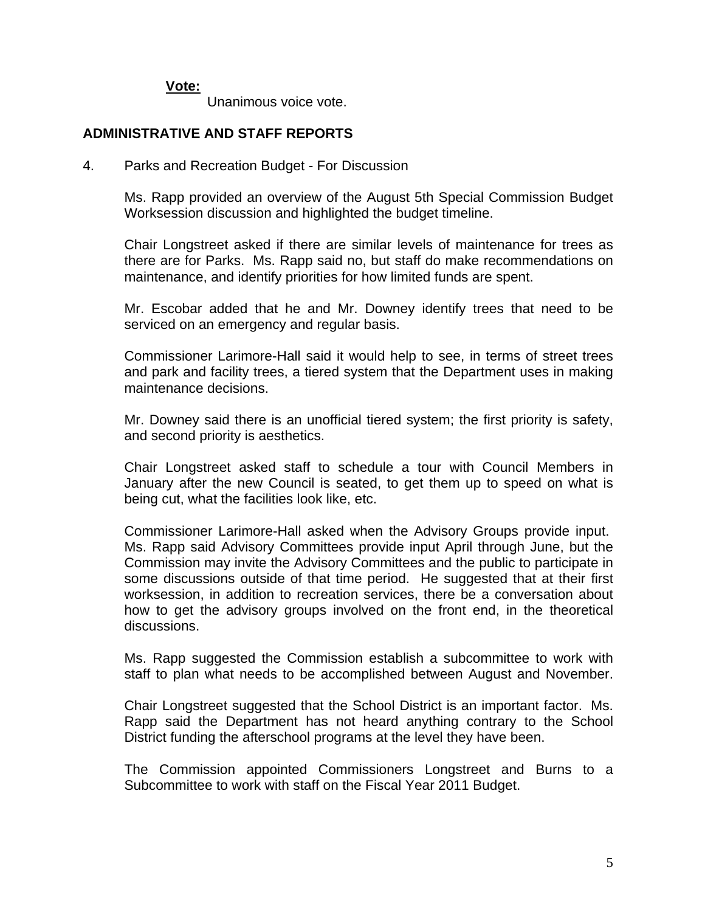**Vote:**

Unanimous voice vote.

## ADMINISTRATIVE AND STAFF REPORTS

4. Parks and Recreation Budget - For Discussion

   Ms. Rapp provided an overview of the August 5th Special Commission Budget Worksession discussion and highlighted the budget timeline.

   Chair Longstreet asked if there are similar levels of maintenance for trees as there are for Parks. Ms. Rapp said no, but staff do make recommendations on maintenance, and identify priorities for how limited funds are spent.

   Mr. Escobar added that he and Mr. Downey identify trees that need to be serviced on an emergency and regular basis.

   Commissioner Larimore-Hall said it would help to see, in terms of street trees and park and facility trees, a tiered system that the Department uses in making maintenance decisions.

   Mr. Downey said there is an unofficial tiered system; the first priority is safety, and second priority is aesthetics.

   Chair Longstreet asked staff to schedule a tour with Council Members in January after the new Council is seated, to get them up to speed on what is being cut, what the facilities look like, etc.

   Commissioner Larimore-Hall asked when the Advisory Groups provide input. Ms. Rapp said Advisory Committees provide input April through June, but the Commission may invite the Advisory Committees and the public to participate in some discussions outside of that time period. He suggested that at their first worksession, in addition to recreation services, there be a conversation about how to get the advisory groups involved on the front end, in the theoretical discussions.

   Ms. Rapp suggested the Commission establish a subcommittee to work with staff to plan what needs to be accomplished between August and November.

   Chair Longstreet suggested that the School District is an important factor. Ms. Rapp said the Department has not heard anything contrary to the School District funding the afterschool programs at the level they have been.

   The Commission appointed Commissioners Longstreet and Burns to a Subcommittee to work with staff on the Fiscal Year 2011 Budget.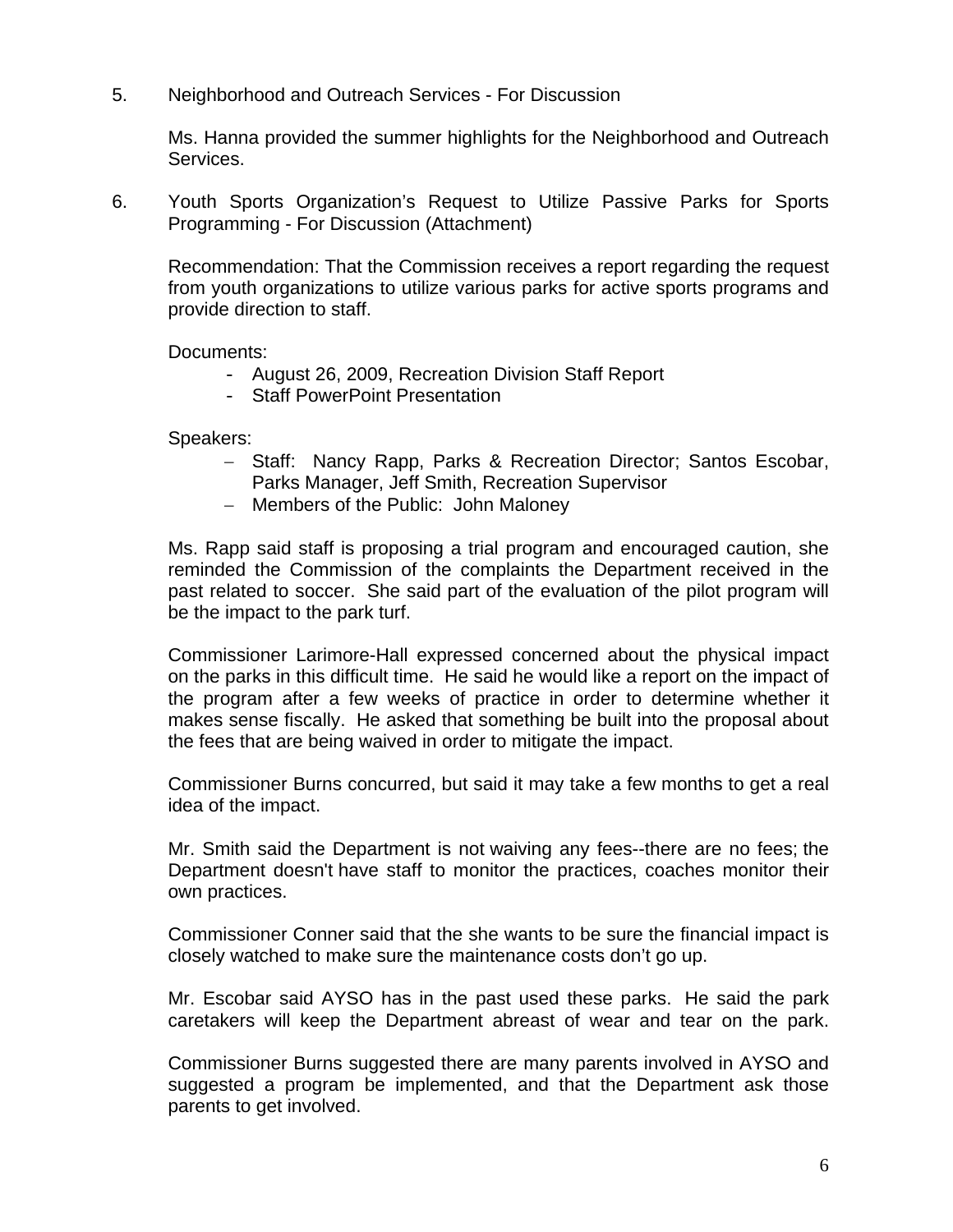5. Neighborhood and Outreach Services - For Discussion

   Ms. Hanna provided the summer highlights for the Neighborhood and Outreach Services.

6. Youth Sports Organization's Request to Utilize Passive Parks for Sports Programming - For Discussion (Attachment)

   Recommendation: That the Commission receives a report regarding the request from youth organizations to utilize various parks for active sports programs and provide direction to staff.

   Documents:

   - August 26, 2009, Recreation Division Staff Report
   - Staff PowerPoint Presentation

   Speakers:

   - Staff: Nancy Rapp, Parks & Recreation Director; Santos Escobar, Parks Manager, Jeff Smith, Recreation Supervisor
   - Members of the Public: John Maloney

   Ms. Rapp said staff is proposing a trial program and encouraged caution, she reminded the Commission of the complaints the Department received in the past related to soccer. She said part of the evaluation of the pilot program will be the impact to the park turf.

   Commissioner Larimore-Hall expressed concerned about the physical impact on the parks in this difficult time. He said he would like a report on the impact of the program after a few weeks of practice in order to determine whether it makes sense fiscally. He asked that something be built into the proposal about the fees that are being waived in order to mitigate the impact.

   Commissioner Burns concurred, but said it may take a few months to get a real idea of the impact.

   Mr. Smith said the Department is not waiving any fees--there are no fees; the Department doesn't have staff to monitor the practices, coaches monitor their own practices.

   Commissioner Conner said that the she wants to be sure the financial impact is closely watched to make sure the maintenance costs don't go up.

   Mr. Escobar said AYSO has in the past used these parks. He said the park caretakers will keep the Department abreast of wear and tear on the park.

   Commissioner Burns suggested there are many parents involved in AYSO and suggested a program be implemented, and that the Department ask those parents to get involved.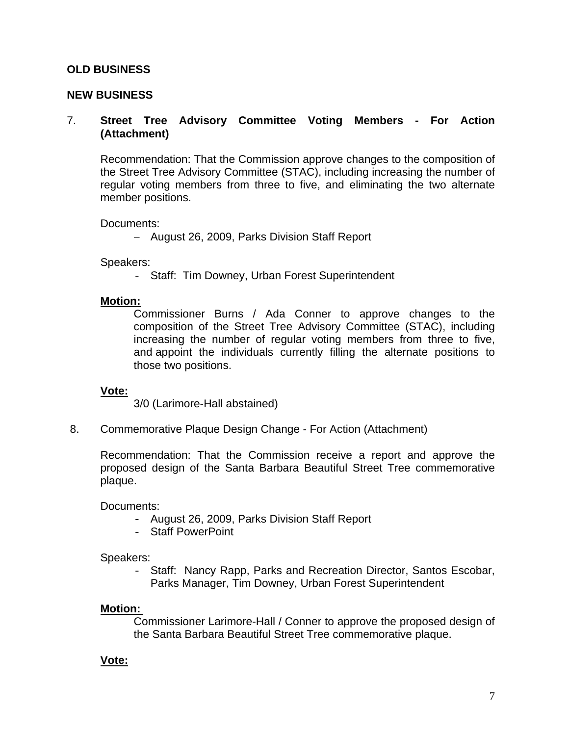**OLD BUSINESS**

**NEW BUSINESS**

7. **Street Tree Advisory Committee Voting Members - For Action (Attachment)**

   Recommendation: That the Commission approve changes to the composition of the Street Tree Advisory Committee (STAC), including increasing the number of regular voting members from three to five, and eliminating the two alternate member positions.

   Documents:

   - August 26, 2009, Parks Division Staff Report

   Speakers:

   - Staff: Tim Downey, Urban Forest Superintendent

   **Motion:**

   Commissioner Burns / Ada Conner to approve changes to the composition of the Street Tree Advisory Committee (STAC), including increasing the number of regular voting members from three to five, and appoint the individuals currently filling the alternate positions to those two positions.

   **Vote:**

   3/0 (Larimore-Hall abstained)

8. Commemorative Plaque Design Change - For Action (Attachment)

   Recommendation: That the Commission receive a report and approve the proposed design of the Santa Barbara Beautiful Street Tree commemorative plaque.

   Documents:

   - August 26, 2009, Parks Division Staff Report
   - Staff PowerPoint

   Speakers:

   - Staff: Nancy Rapp, Parks and Recreation Director, Santos Escobar, Parks Manager, Tim Downey, Urban Forest Superintendent

   **Motion:**

   Commissioner Larimore-Hall / Conner to approve the proposed design of the Santa Barbara Beautiful Street Tree commemorative plaque.

   **Vote:**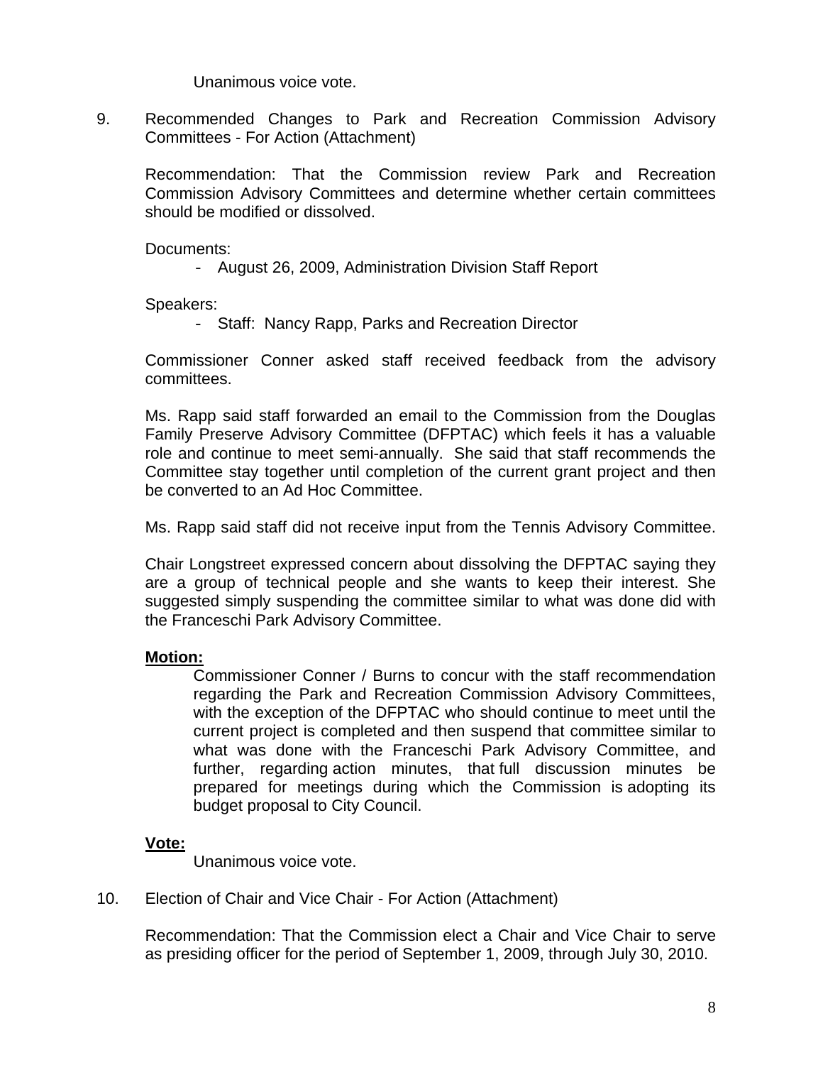Unanimous voice vote.

9. Recommended Changes to Park and Recreation Commission Advisory Committees - For Action (Attachment)

   Recommendation: That the Commission review Park and Recreation Commission Advisory Committees and determine whether certain committees should be modified or dissolved.

   Documents:

   - August 26, 2009, Administration Division Staff Report

   Speakers:

   - Staff: Nancy Rapp, Parks and Recreation Director

   Commissioner Conner asked staff received feedback from the advisory committees.

   Ms. Rapp said staff forwarded an email to the Commission from the Douglas Family Preserve Advisory Committee (DFPTAC) which feels it has a valuable role and continue to meet semi-annually. She said that staff recommends the Committee stay together until completion of the current grant project and then be converted to an Ad Hoc Committee.

   Ms. Rapp said staff did not receive input from the Tennis Advisory Committee.

   Chair Longstreet expressed concern about dissolving the DFPTAC saying they are a group of technical people and she wants to keep their interest. She suggested simply suspending the committee similar to what was done did with the Franceschi Park Advisory Committee.

   **Motion:**

   Commissioner Conner / Burns to concur with the staff recommendation regarding the Park and Recreation Commission Advisory Committees, with the exception of the DFPTAC who should continue to meet until the current project is completed and then suspend that committee similar to what was done with the Franceschi Park Advisory Committee, and further, regarding action minutes, that full discussion minutes be prepared for meetings during which the Commission is adopting its budget proposal to City Council.

   **Vote:**

   Unanimous voice vote.

10. Election of Chair and Vice Chair - For Action (Attachment)

    Recommendation: That the Commission elect a Chair and Vice Chair to serve as presiding officer for the period of September 1, 2009, through July 30, 2010.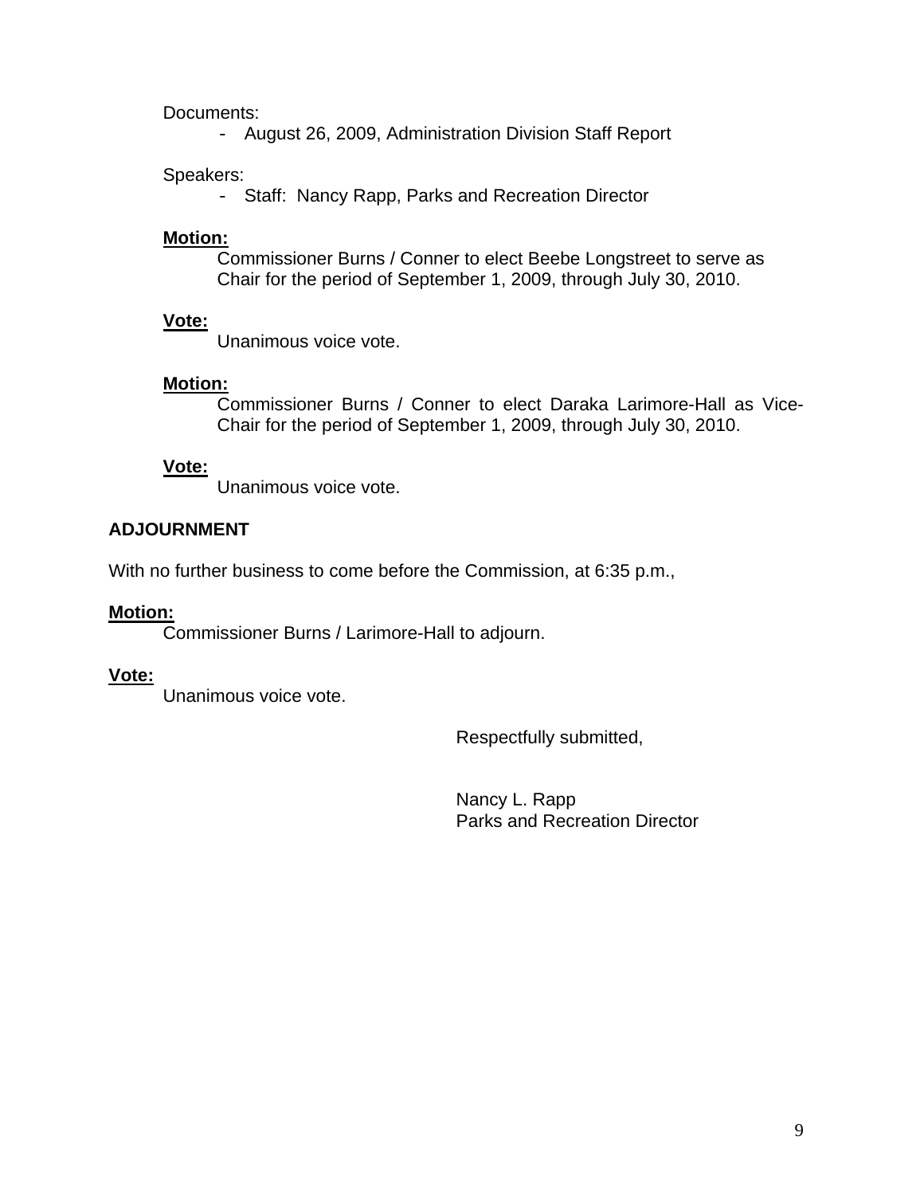Documents:

- August 26, 2009, Administration Division Staff Report

Speakers:

- Staff: Nancy Rapp, Parks and Recreation Director

**Motion:**

Commissioner Burns / Conner to elect Beebe Longstreet to serve as Chair for the period of September 1, 2009, through July 30, 2010.

**Vote:**

Unanimous voice vote.

**Motion:**

Commissioner Burns / Conner to elect Daraka Larimore-Hall as Vice-Chair for the period of September 1, 2009, through July 30, 2010.

**Vote:**

Unanimous voice vote.

**ADJOURNMENT**

With no further business to come before the Commission, at 6:35 p.m.,

**Motion:**

Commissioner Burns / Larimore-Hall to adjourn.

**Vote:**

Unanimous voice vote.

Respectfully submitted,

Nancy L. Rapp
Parks and Recreation Director